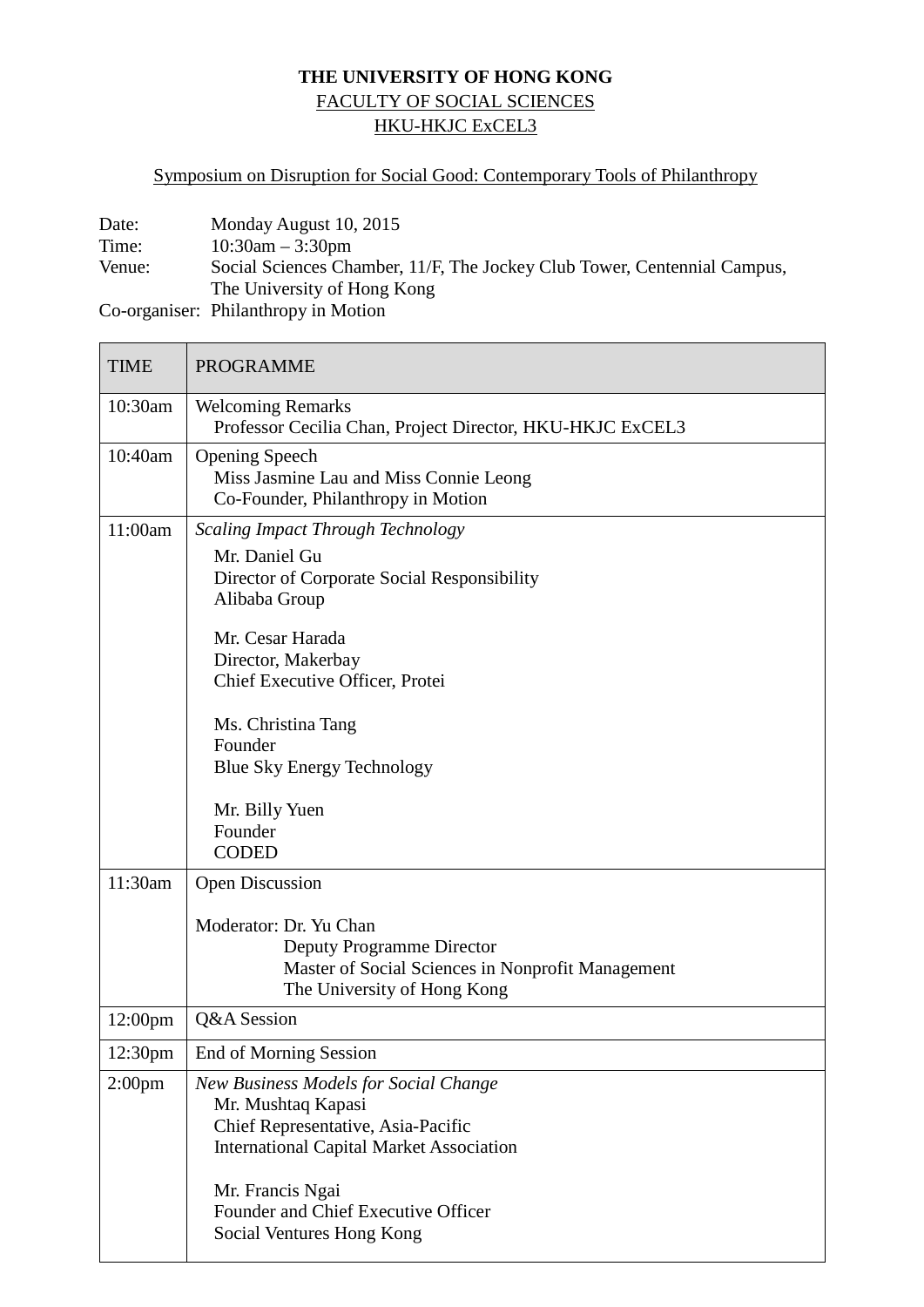**THE UNIVERSITY OF HONG KONG**

FACULTY OF SOCIAL SCIENCES

HKU-HKJC ExCEL3

Symposium on Disruption for Social Good: Contemporary Tools of Philanthropy

Date: Monday August 10, 2015

Time: 10:30am – 3:30pm

Venue: Social Sciences Chamber, 11/F, The Jockey Club Tower, Centennial Campus, The University of Hong Kong

Co-organiser: Philanthropy in Motion

| TIME | PROGRAMME |
| --- | --- |
| 10:30am | Welcoming Remarks<br>Professor Cecilia Chan, Project Director, HKU-HKJC ExCEL3 |
| 10:40am | Opening Speech<br>Miss Jasmine Lau and Miss Connie Leong<br>Co-Founder, Philanthropy in Motion |
| 11:00am | *Scaling Impact Through Technology*<br>Mr. Daniel Gu<br>Director of Corporate Social Responsibility<br>Alibaba Group<br><br>Mr. Cesar Harada<br>Director, Makerbay<br>Chief Executive Officer, Protei<br><br>Ms. Christina Tang<br>Founder<br>Blue Sky Energy Technology<br><br>Mr. Billy Yuen<br>Founder<br>CODED |
| 11:30am | Open Discussion<br><br>Moderator: Dr. Yu Chan<br>Deputy Programme Director<br>Master of Social Sciences in Nonprofit Management<br>The University of Hong Kong |
| 12:00pm | Q&A Session |
| 12:30pm | End of Morning Session |
| 2:00pm | *New Business Models for Social Change*<br>Mr. Mushtaq Kapasi<br>Chief Representative, Asia-Pacific<br>International Capital Market Association<br><br>Mr. Francis Ngai<br>Founder and Chief Executive Officer<br>Social Ventures Hong Kong |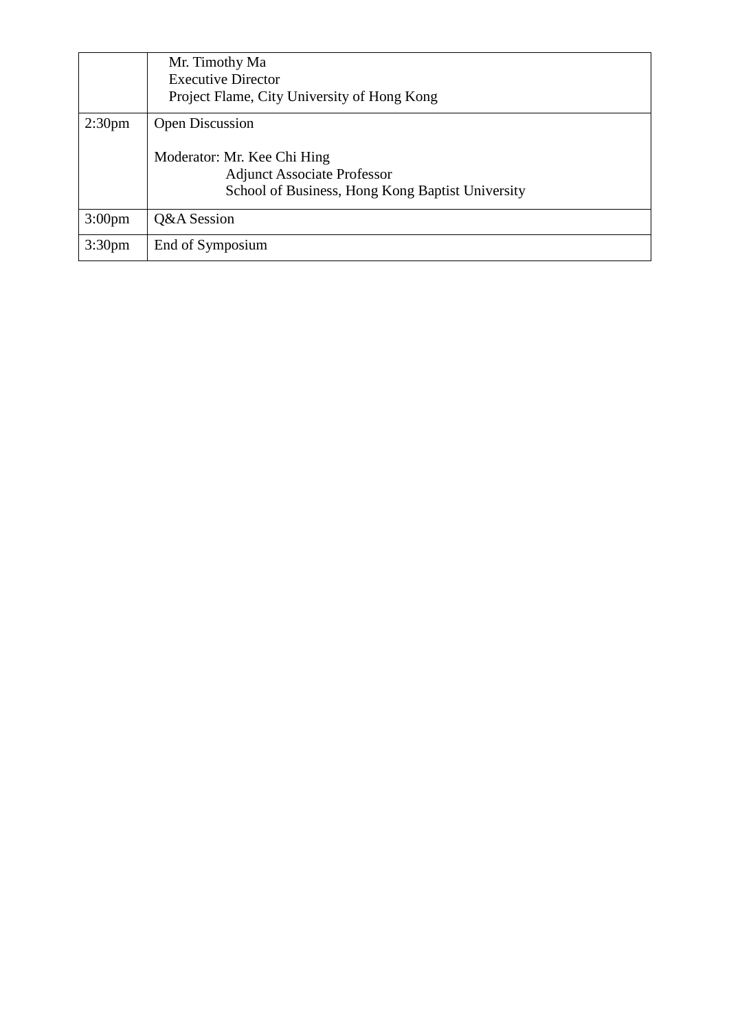| | |
|---|---|
| | Mr. Timothy Ma<br>Executive Director<br>Project Flame, City University of Hong Kong |
| 2:30pm | Open Discussion<br><br>Moderator: Mr. Kee Chi Hing<br>Adjunct Associate Professor<br>School of Business, Hong Kong Baptist University |
| 3:00pm | Q&A Session |
| 3:30pm | End of Symposium |